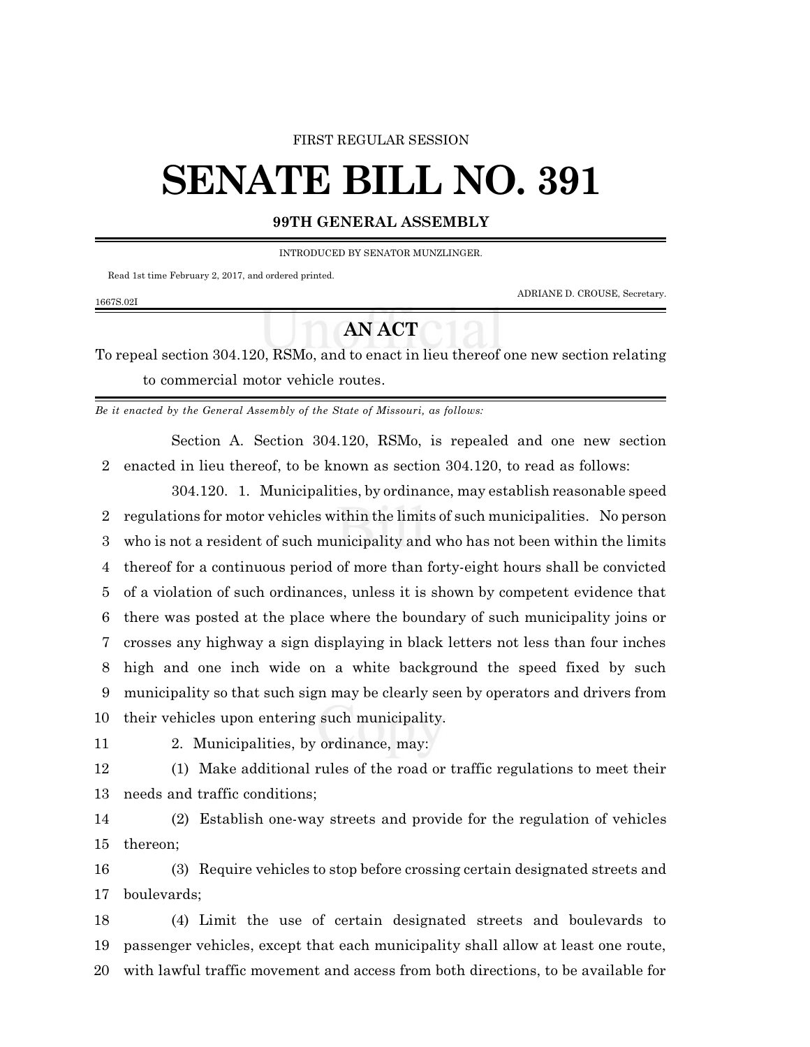FIRST REGULAR SESSION

# SENATE BILL NO. 391

**99TH GENERAL ASSEMBLY**

INTRODUCED BY SENATOR MUNZLINGER.

Read 1st time February 2, 2017, and ordered printed.

ADRIANE D. CROUSE, Secretary.

1667S.02I

## AN ACT

To repeal section 304.120, RSMo, and to enact in lieu thereof one new section relating to commercial motor vehicle routes.

*Be it enacted by the General Assembly of the State of Missouri, as follows:*

Section A. Section 304.120, RSMo, is repealed and one new section enacted in lieu thereof, to be known as section 304.120, to read as follows:

304.120. 1. Municipalities, by ordinance, may establish reasonable speed regulations for motor vehicles within the limits of such municipalities. No person who is not a resident of such municipality and who has not been within the limits thereof for a continuous period of more than forty-eight hours shall be convicted of a violation of such ordinances, unless it is shown by competent evidence that there was posted at the place where the boundary of such municipality joins or crosses any highway a sign displaying in black letters not less than four inches high and one inch wide on a white background the speed fixed by such municipality so that such sign may be clearly seen by operators and drivers from their vehicles upon entering such municipality.

2. Municipalities, by ordinance, may:

(1) Make additional rules of the road or traffic regulations to meet their needs and traffic conditions;

(2) Establish one-way streets and provide for the regulation of vehicles thereon;

(3) Require vehicles to stop before crossing certain designated streets and boulevards;

(4) Limit the use of certain designated streets and boulevards to passenger vehicles, except that each municipality shall allow at least one route, with lawful traffic movement and access from both directions, to be available for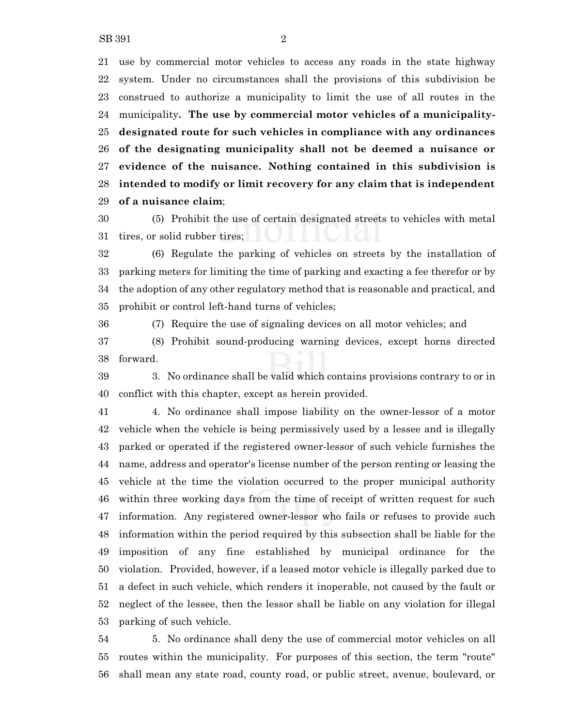use by commercial motor vehicles to access any roads in the state highway system. Under no circumstances shall the provisions of this subdivision be construed to authorize a municipality to limit the use of all routes in the municipality**. The use by commercial motor vehicles of a municipality-designated route for such vehicles in compliance with any ordinances of the designating municipality shall not be deemed a nuisance or evidence of the nuisance. Nothing contained in this subdivision is intended to modify or limit recovery for any claim that is independent of a nuisance claim**;

(5) Prohibit the use of certain designated streets to vehicles with metal tires, or solid rubber tires;

(6) Regulate the parking of vehicles on streets by the installation of parking meters for limiting the time of parking and exacting a fee therefor or by the adoption of any other regulatory method that is reasonable and practical, and prohibit or control left-hand turns of vehicles;

(7) Require the use of signaling devices on all motor vehicles; and

(8) Prohibit sound-producing warning devices, except horns directed forward.

3. No ordinance shall be valid which contains provisions contrary to or in conflict with this chapter, except as herein provided.

4. No ordinance shall impose liability on the owner-lessor of a motor vehicle when the vehicle is being permissively used by a lessee and is illegally parked or operated if the registered owner-lessor of such vehicle furnishes the name, address and operator's license number of the person renting or leasing the vehicle at the time the violation occurred to the proper municipal authority within three working days from the time of receipt of written request for such information. Any registered owner-lessor who fails or refuses to provide such information within the period required by this subsection shall be liable for the imposition of any fine established by municipal ordinance for the violation. Provided, however, if a leased motor vehicle is illegally parked due to a defect in such vehicle, which renders it inoperable, not caused by the fault or neglect of the lessee, then the lessor shall be liable on any violation for illegal parking of such vehicle.

5. No ordinance shall deny the use of commercial motor vehicles on all routes within the municipality. For purposes of this section, the term "route" shall mean any state road, county road, or public street, avenue, boulevard, or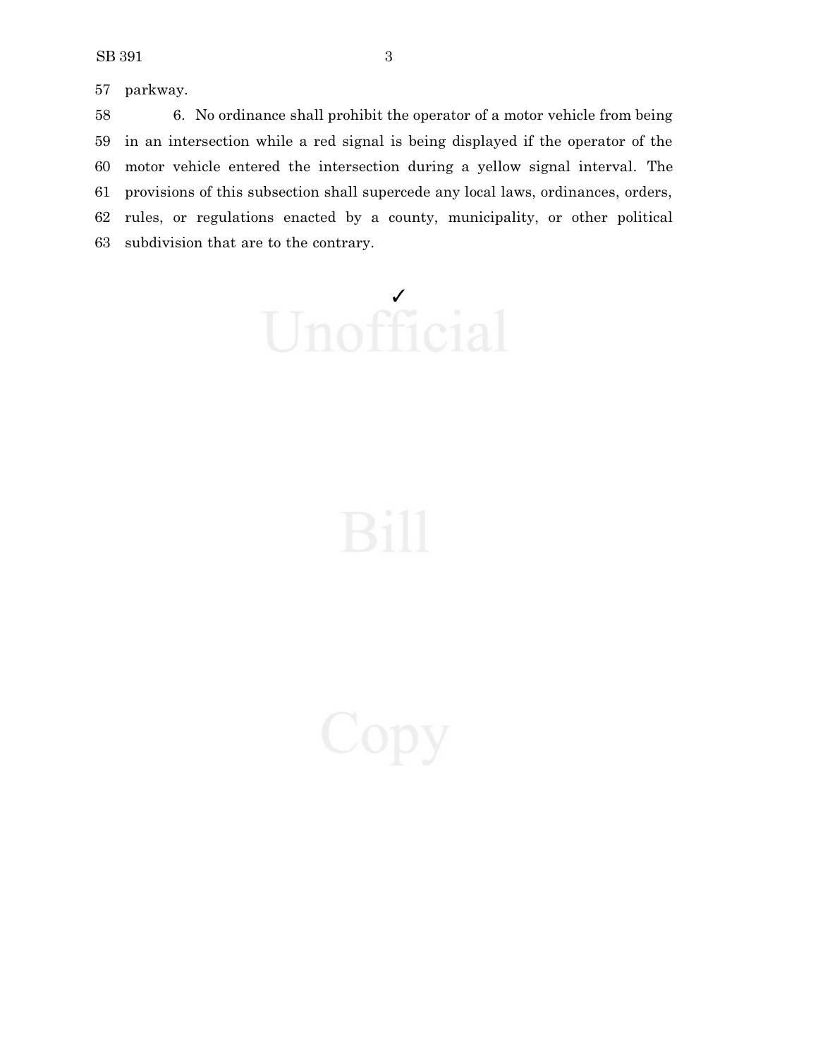parkway.

6. No ordinance shall prohibit the operator of a motor vehicle from being in an intersection while a red signal is being displayed if the operator of the motor vehicle entered the intersection during a yellow signal interval. The provisions of this subsection shall supercede any local laws, ordinances, orders, rules, or regulations enacted by a county, municipality, or other political subdivision that are to the contrary.

✓